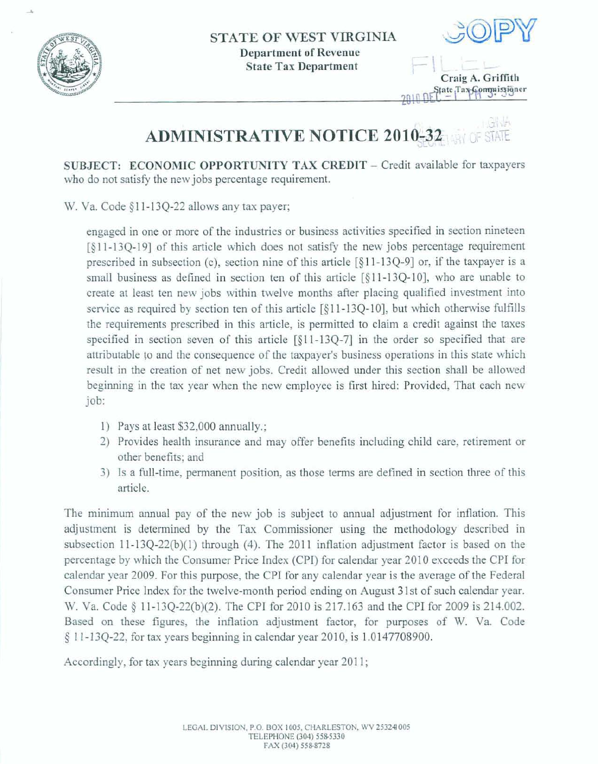**STATE OF WEST VIRGINIA**
**Department of Revenue**
**State Tax Department**

COPY

FILED

**Craig A. Griffith**
State Tax Commissioner

2010 DEC -1 PM 3:33

# ADMINISTRATIVE NOTICE 2010-32

SECRETARY OF STATE

**SUBJECT: ECONOMIC OPPORTUNITY TAX CREDIT** – Credit available for taxpayers who do not satisfy the new jobs percentage requirement.

W. Va. Code §11-13Q-22 allows any tax payer;

> engaged in one or more of the industries or business activities specified in section nineteen [§11-13Q-19] of this article which does not satisfy the new jobs percentage requirement prescribed in subsection (c), section nine of this article [§11-13Q-9] or, if the taxpayer is a small business as defined in section ten of this article [§11-13Q-10], who are unable to create at least ten new jobs within twelve months after placing qualified investment into service as required by section ten of this article [§11-13Q-10], but which otherwise fulfills the requirements prescribed in this article, is permitted to claim a credit against the taxes specified in section seven of this article [§11-13Q-7] in the order so specified that are attributable to and the consequence of the taxpayer's business operations in this state which result in the creation of net new jobs. Credit allowed under this section shall be allowed beginning in the tax year when the new employee is first hired: Provided, That each new job:
>
> 1) Pays at least $32,000 annually.;
> 2) Provides health insurance and may offer benefits including child care, retirement or other benefits; and
> 3) Is a full-time, permanent position, as those terms are defined in section three of this article.

The minimum annual pay of the new job is subject to annual adjustment for inflation. This adjustment is determined by the Tax Commissioner using the methodology described in subsection 11-13Q-22(b)(1) through (4). The 2011 inflation adjustment factor is based on the percentage by which the Consumer Price Index (CPI) for calendar year 2010 exceeds the CPI for calendar year 2009. For this purpose, the CPI for any calendar year is the average of the Federal Consumer Price Index for the twelve-month period ending on August 31st of such calendar year. W. Va. Code § 11-13Q-22(b)(2). The CPI for 2010 is 217.163 and the CPI for 2009 is 214.002. Based on these figures, the inflation adjustment factor, for purposes of W. Va. Code § 11-13Q-22, for tax years beginning in calendar year 2010, is 1.0147708900.

Accordingly, for tax years beginning during calendar year 2011;

LEGAL DIVISION, P.O. BOX 1005, CHARLESTON, WV 25324-1005
TELEPHONE (304) 558-5330
FAX (304) 558-8728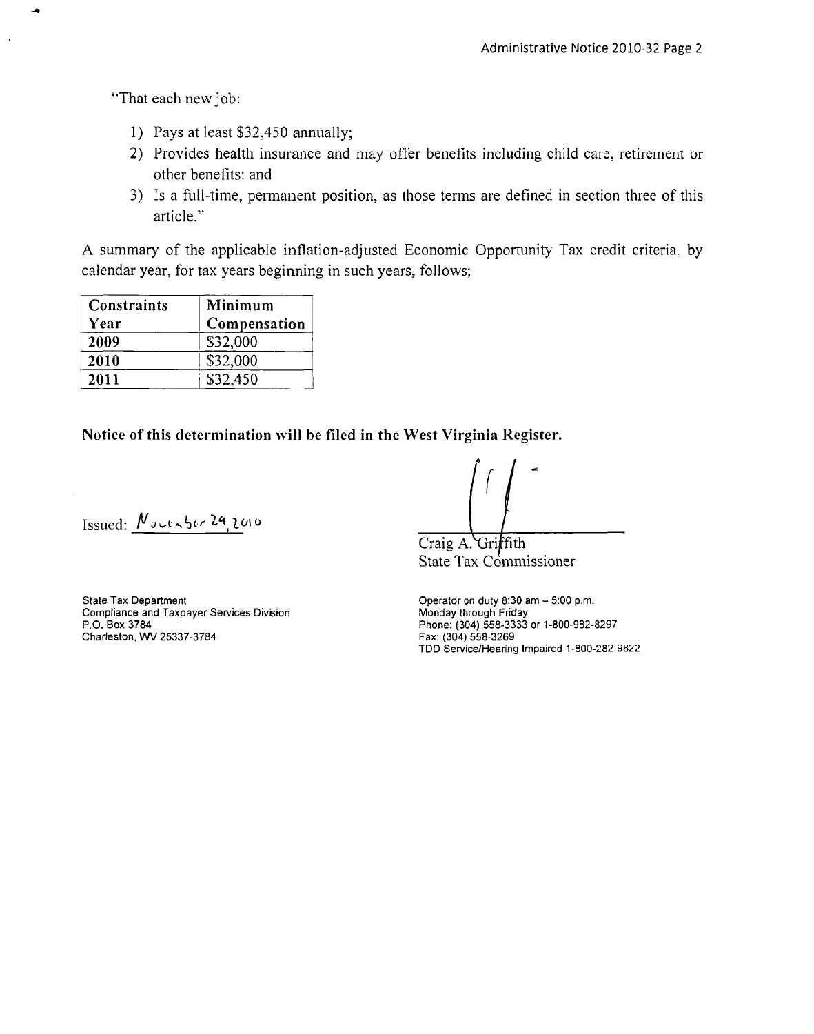"That each new job:

1) Pays at least $32,450 annually;
2) Provides health insurance and may offer benefits including child care, retirement or other benefits; and
3) Is a full-time, permanent position, as those terms are defined in section three of this article."

A summary of the applicable inflation-adjusted Economic Opportunity Tax credit criteria, by calendar year, for tax years beginning in such years, follows;

| Constraints Year | Minimum Compensation |
|---|---|
| 2009 | $32,000 |
| 2010 | $32,000 |
| 2011 | $32,450 |

**Notice of this determination will be filed in the West Virginia Register.**

Issued: November 29, 2010

Craig A. Griffith
State Tax Commissioner

State Tax Department
Compliance and Taxpayer Services Division
P.O. Box 3784
Charleston, WV 25337-3784

Operator on duty 8:30 am – 5:00 p.m.
Monday through Friday
Phone: (304) 558-3333 or 1-800-982-8297
Fax: (304) 558-3269
TDD Service/Hearing Impaired 1-800-282-9822